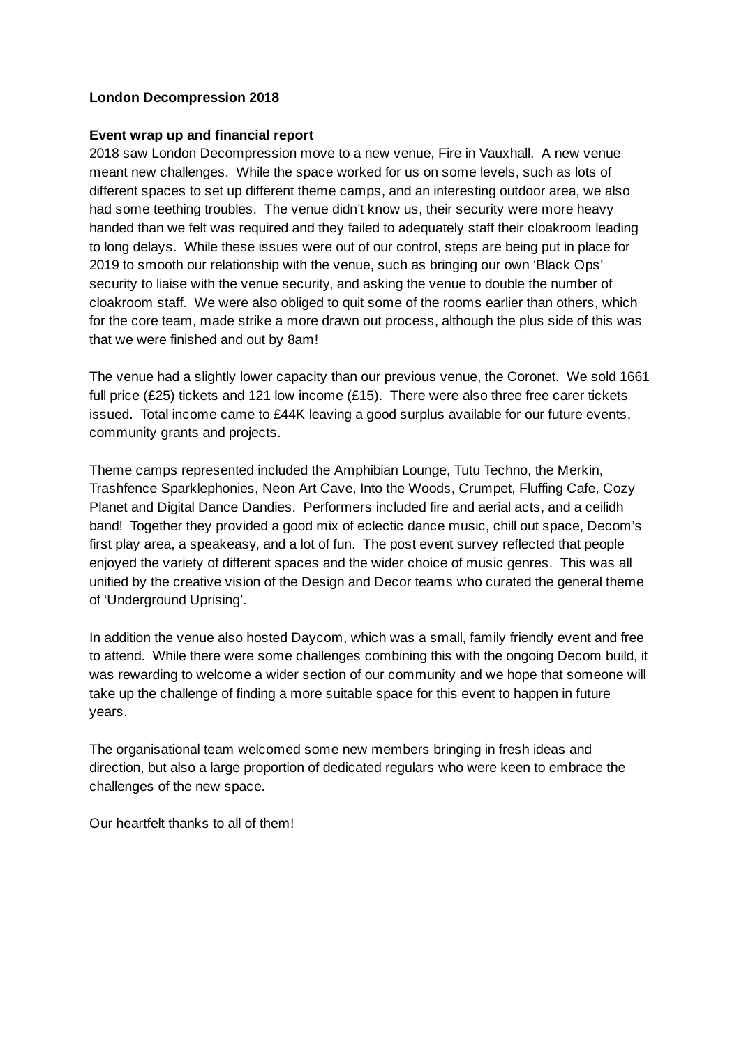**London Decompression 2018**

**Event wrap up and financial report**

2018 saw London Decompression move to a new venue, Fire in Vauxhall. A new venue meant new challenges. While the space worked for us on some levels, such as lots of different spaces to set up different theme camps, and an interesting outdoor area, we also had some teething troubles. The venue didn't know us, their security were more heavy handed than we felt was required and they failed to adequately staff their cloakroom leading to long delays. While these issues were out of our control, steps are being put in place for 2019 to smooth our relationship with the venue, such as bringing our own 'Black Ops' security to liaise with the venue security, and asking the venue to double the number of cloakroom staff. We were also obliged to quit some of the rooms earlier than others, which for the core team, made strike a more drawn out process, although the plus side of this was that we were finished and out by 8am!

The venue had a slightly lower capacity than our previous venue, the Coronet. We sold 1661 full price (£25) tickets and 121 low income (£15). There were also three free carer tickets issued. Total income came to £44K leaving a good surplus available for our future events, community grants and projects.

Theme camps represented included the Amphibian Lounge, Tutu Techno, the Merkin, Trashfence Sparklephonies, Neon Art Cave, Into the Woods, Crumpet, Fluffing Cafe, Cozy Planet and Digital Dance Dandies. Performers included fire and aerial acts, and a ceilidh band! Together they provided a good mix of eclectic dance music, chill out space, Decom's first play area, a speakeasy, and a lot of fun. The post event survey reflected that people enjoyed the variety of different spaces and the wider choice of music genres. This was all unified by the creative vision of the Design and Decor teams who curated the general theme of 'Underground Uprising'.

In addition the venue also hosted Daycom, which was a small, family friendly event and free to attend. While there were some challenges combining this with the ongoing Decom build, it was rewarding to welcome a wider section of our community and we hope that someone will take up the challenge of finding a more suitable space for this event to happen in future years.

The organisational team welcomed some new members bringing in fresh ideas and direction, but also a large proportion of dedicated regulars who were keen to embrace the challenges of the new space.

Our heartfelt thanks to all of them!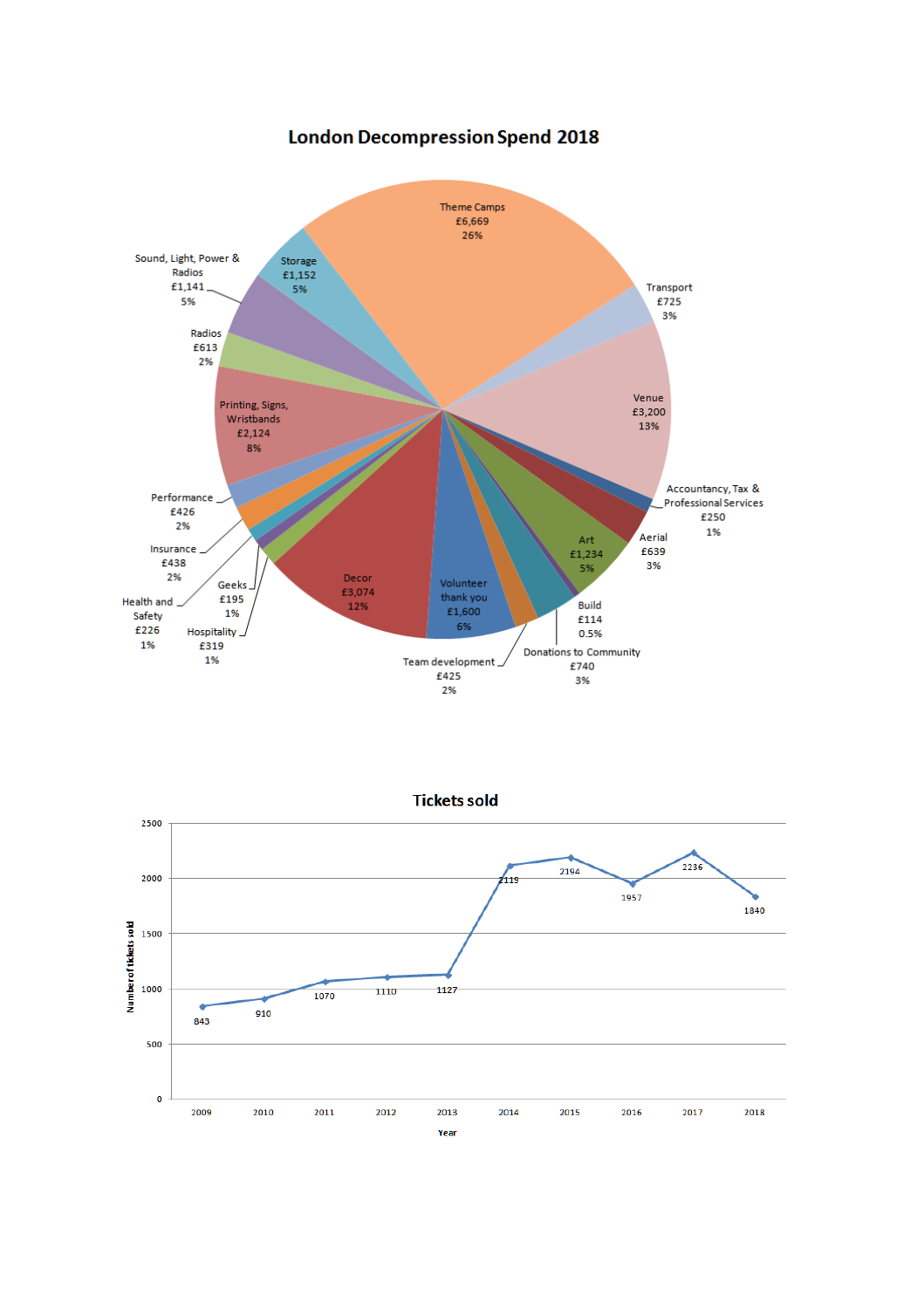## London Decompression Spend 2018

Theme Camps
£6,669
26%

Transport
£725
3%

Venue
£3,200
13%

Accountancy, Tax & Professional Services
£250
1%

Aerial
£639
3%

Art
£1,234
5%

Build
£114
0.5%

Donations to Community
£740
3%

Team development
£425
2%

Volunteer thank you
£1,600
6%

Decor
£3,074
12%

Hospitality
£319
1%

Geeks
£195
1%

Health and Safety
£226
1%

Insurance
£438
2%

Performance
£426
2%

Printing, Signs, Wristbands
£2,124
8%

Radios
£613
2%

Sound, Light, Power & Radios
£1,141
5%

Storage
£1,152
5%

## Tickets sold

Number of tickets sold

0
500
1000
1500
2000
2500

843
910
1070
1110
1127
2119
2194
1957
2236
1840

2009
2010
2011
2012
2013
2014
2015
2016
2017
2018

Year